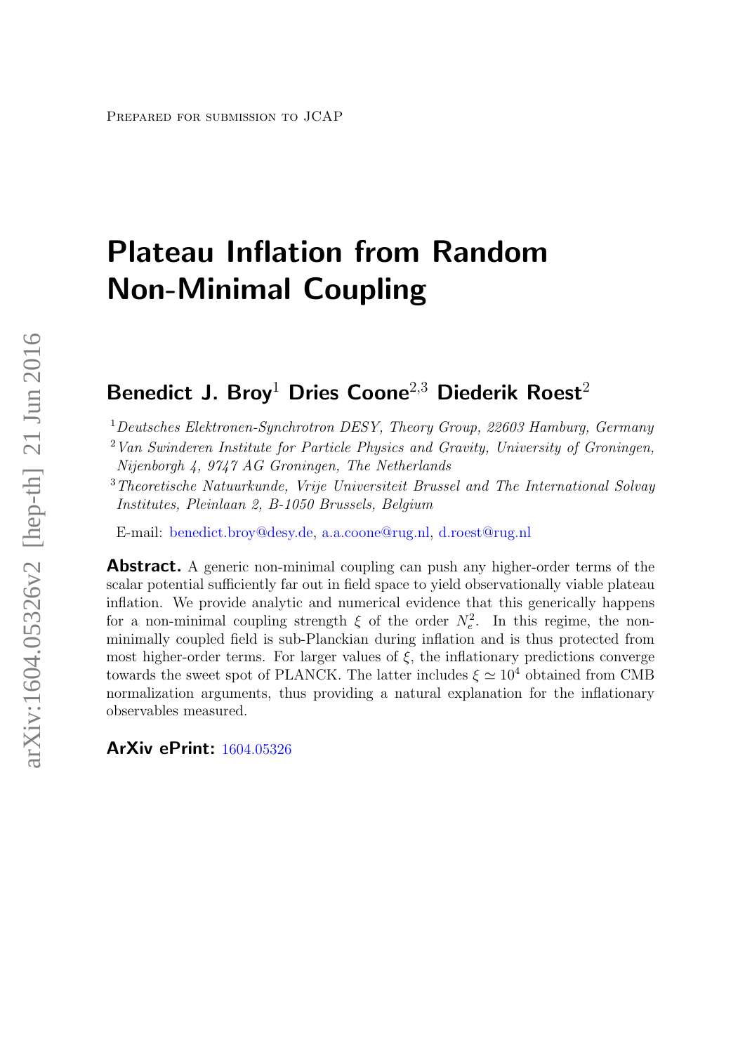Prepared for submission to JCAP

# Plateau Inflation from Random Non-Minimal Coupling

**Benedict J. Broy**[1] **Dries Coone**[2,3] **Diederik Roest**[2]

[1] *Deutsches Elektronen-Synchrotron DESY, Theory Group, 22603 Hamburg, Germany*

[2] *Van Swinderen Institute for Particle Physics and Gravity, University of Groningen, Nijenborgh 4, 9747 AG Groningen, The Netherlands*

[3] *Theoretische Natuurkunde, Vrije Universiteit Brussel and The International Solvay Institutes, Pleinlaan 2, B-1050 Brussels, Belgium*

E-mail: benedict.broy@desy.de, a.a.coone@rug.nl, d.roest@rug.nl

**Abstract.** A generic non-minimal coupling can push any higher-order terms of the scalar potential sufficiently far out in field space to yield observationally viable plateau inflation. We provide analytic and numerical evidence that this generically happens for a non-minimal coupling strength $\xi$ of the order $N_e^2$. In this regime, the non-minimally coupled field is sub-Planckian during inflation and is thus protected from most higher-order terms. For larger values of $\xi$, the inflationary predictions converge towards the sweet spot of PLANCK. The latter includes $\xi \simeq 10^4$ obtained from CMB normalization arguments, thus providing a natural explanation for the inflationary observables measured.

**ArXiv ePrint:** 1604.05326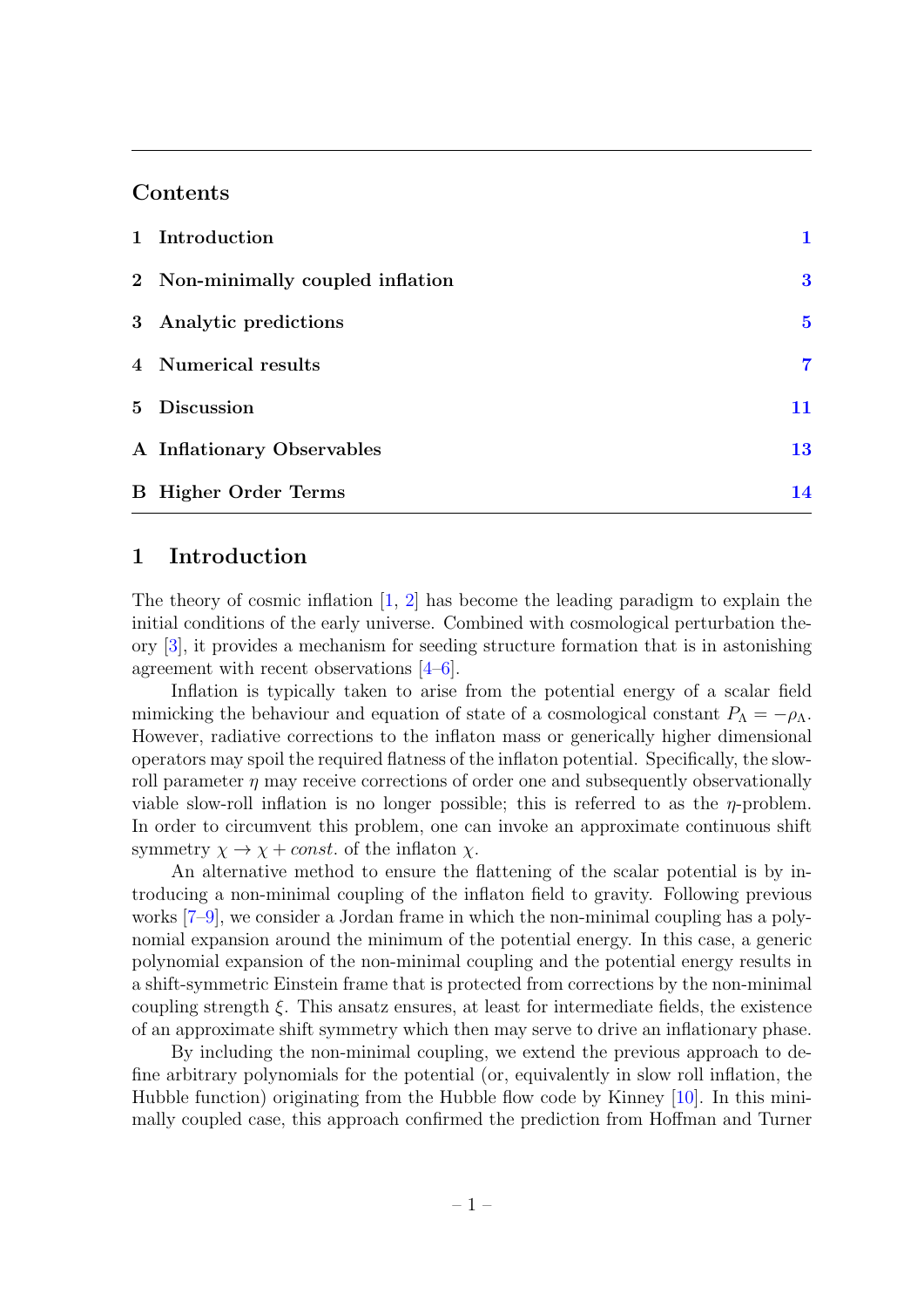## Contents

| | | |
|---|---|---|
| 1 | **Introduction** | 1 |
| 2 | **Non-minimally coupled inflation** | 3 |
| 3 | **Analytic predictions** | 5 |
| 4 | **Numerical results** | 7 |
| 5 | **Discussion** | 11 |
| A | **Inflationary Observables** | 13 |
| B | **Higher Order Terms** | 14 |

## 1 Introduction

The theory of cosmic inflation [1, 2] has become the leading paradigm to explain the initial conditions of the early universe. Combined with cosmological perturbation theory [3], it provides a mechanism for seeding structure formation that is in astonishing agreement with recent observations [4–6].

Inflation is typically taken to arise from the potential energy of a scalar field mimicking the behaviour and equation of state of a cosmological constant $P_\Lambda = -\rho_\Lambda$. However, radiative corrections to the inflaton mass or generically higher dimensional operators may spoil the required flatness of the inflaton potential. Specifically, the slow-roll parameter $\eta$ may receive corrections of order one and subsequently observationally viable slow-roll inflation is no longer possible; this is referred to as the $\eta$-problem. In order to circumvent this problem, one can invoke an approximate continuous shift symmetry $\chi \to \chi + const.$ of the inflaton $\chi$.

An alternative method to ensure the flattening of the scalar potential is by introducing a non-minimal coupling of the inflaton field to gravity. Following previous works [7–9], we consider a Jordan frame in which the non-minimal coupling has a polynomial expansion around the minimum of the potential energy. In this case, a generic polynomial expansion of the non-minimal coupling and the potential energy results in a shift-symmetric Einstein frame that is protected from corrections by the non-minimal coupling strength $\xi$. This ansatz ensures, at least for intermediate fields, the existence of an approximate shift symmetry which then may serve to drive an inflationary phase.

By including the non-minimal coupling, we extend the previous approach to define arbitrary polynomials for the potential (or, equivalently in slow roll inflation, the Hubble function) originating from the Hubble flow code by Kinney [10]. In this minimally coupled case, this approach confirmed the prediction from Hoffman and Turner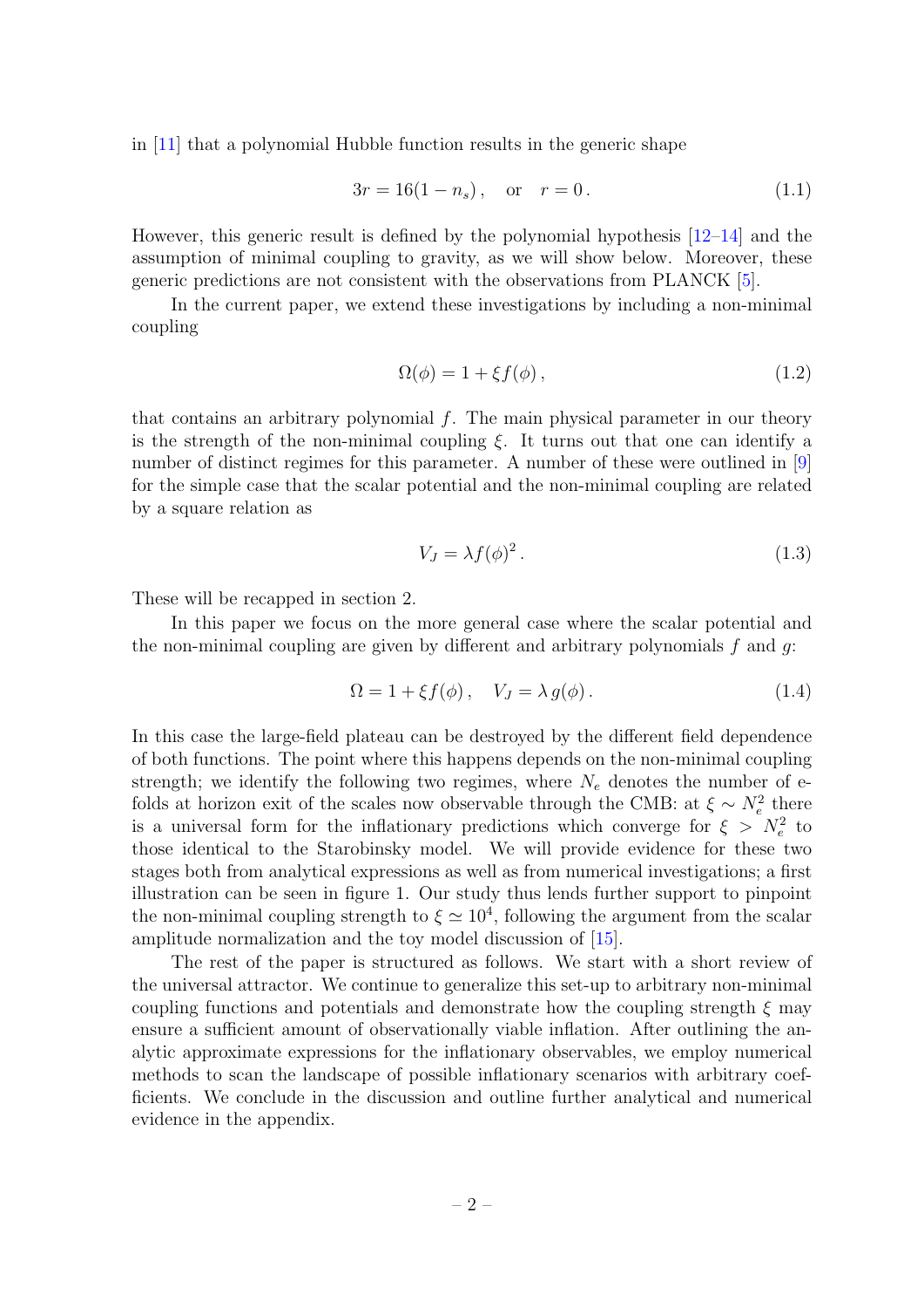in [11] that a polynomial Hubble function results in the generic shape

$$3r = 16(1 - n_s)\,, \quad \text{or} \quad r = 0\,. \tag{1.1}$$

However, this generic result is defined by the polynomial hypothesis [12–14] and the assumption of minimal coupling to gravity, as we will show below. Moreover, these generic predictions are not consistent with the observations from PLANCK [5].

In the current paper, we extend these investigations by including a non-minimal coupling

$$\Omega(\phi) = 1 + \xi f(\phi)\,, \tag{1.2}$$

that contains an arbitrary polynomial $f$. The main physical parameter in our theory is the strength of the non-minimal coupling $\xi$. It turns out that one can identify a number of distinct regimes for this parameter. A number of these were outlined in [9] for the simple case that the scalar potential and the non-minimal coupling are related by a square relation as

$$V_J = \lambda f(\phi)^2\,. \tag{1.3}$$

These will be recapped in section 2.

In this paper we focus on the more general case where the scalar potential and the non-minimal coupling are given by different and arbitrary polynomials $f$ and $g$:

$$\Omega = 1 + \xi f(\phi)\,, \quad V_J = \lambda\, g(\phi)\,. \tag{1.4}$$

In this case the large-field plateau can be destroyed by the different field dependence of both functions. The point where this happens depends on the non-minimal coupling strength; we identify the following two regimes, where $N_e$ denotes the number of e-folds at horizon exit of the scales now observable through the CMB: at $\xi \sim N_e^2$ there is a universal form for the inflationary predictions which converge for $\xi > N_e^2$ to those identical to the Starobinsky model. We will provide evidence for these two stages both from analytical expressions as well as from numerical investigations; a first illustration can be seen in figure 1. Our study thus lends further support to pinpoint the non-minimal coupling strength to $\xi \simeq 10^4$, following the argument from the scalar amplitude normalization and the toy model discussion of [15].

The rest of the paper is structured as follows. We start with a short review of the universal attractor. We continue to generalize this set-up to arbitrary non-minimal coupling functions and potentials and demonstrate how the coupling strength $\xi$ may ensure a sufficient amount of observationally viable inflation. After outlining the analytic approximate expressions for the inflationary observables, we employ numerical methods to scan the landscape of possible inflationary scenarios with arbitrary coefficients. We conclude in the discussion and outline further analytical and numerical evidence in the appendix.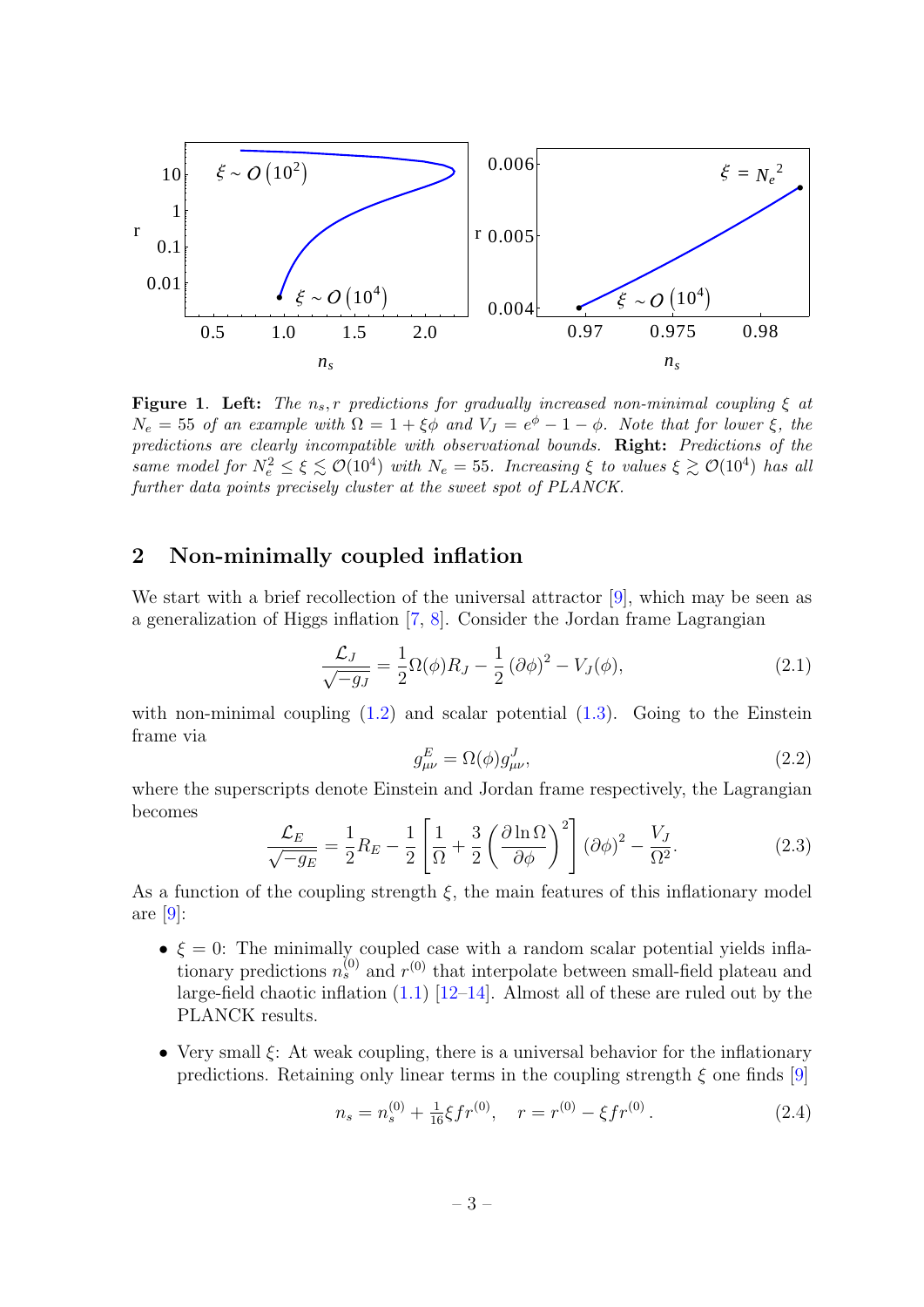$\xi \sim \mathcal{O}(10^2)$

$\xi \sim \mathcal{O}(10^4)$

r

10

1

0.1

0.01

0.5 1.0 1.5 2.0

$n_s$

$\xi = N_e{}^2$

$\xi \sim \mathcal{O}(10^4)$

r

0.006

0.005

0.004

0.97 0.975 0.98

$n_s$

**Figure 1**. **Left:** *The $n_s, r$ predictions for gradually increased non-minimal coupling $\xi$ at $N_e = 55$ of an example with $\Omega = 1 + \xi\phi$ and $V_J = e^{\phi} - 1 - \phi$. Note that for lower $\xi$, the predictions are clearly incompatible with observational bounds.* **Right:** *Predictions of the same model for $N_e^2 \leq \xi \lesssim \mathcal{O}(10^4)$ with $N_e = 55$. Increasing $\xi$ to values $\xi \gtrsim \mathcal{O}(10^4)$ has all further data points precisely cluster at the sweet spot of PLANCK.*

## 2 Non-minimally coupled inflation

We start with a brief recollection of the universal attractor [9], which may be seen as a generalization of Higgs inflation [7, 8]. Consider the Jordan frame Lagrangian

$$\frac{\mathcal{L}_J}{\sqrt{-g_J}} = \frac{1}{2}\Omega(\phi)R_J - \frac{1}{2}(\partial\phi)^2 - V_J(\phi), \tag{2.1}$$

with non-minimal coupling (1.2) and scalar potential (1.3). Going to the Einstein frame via

$$g^E_{\mu\nu} = \Omega(\phi) g^J_{\mu\nu}, \tag{2.2}$$

where the superscripts denote Einstein and Jordan frame respectively, the Lagrangian becomes

$$\frac{\mathcal{L}_E}{\sqrt{-g_E}} = \frac{1}{2}R_E - \frac{1}{2}\left[\frac{1}{\Omega} + \frac{3}{2}\left(\frac{\partial \ln \Omega}{\partial \phi}\right)^2\right](\partial\phi)^2 - \frac{V_J}{\Omega^2}. \tag{2.3}$$

As a function of the coupling strength $\xi$, the main features of this inflationary model are [9]:

- $\xi = 0$: The minimally coupled case with a random scalar potential yields inflationary predictions $n_s^{(0)}$ and $r^{(0)}$ that interpolate between small-field plateau and large-field chaotic inflation (1.1) [12–14]. Almost all of these are ruled out by the PLANCK results.

- Very small $\xi$: At weak coupling, there is a universal behavior for the inflationary predictions. Retaining only linear terms in the coupling strength $\xi$ one finds [9]

$$n_s = n_s^{(0)} + \tfrac{1}{16}\xi f r^{(0)}, \quad r = r^{(0)} - \xi f r^{(0)}. \tag{2.4}$$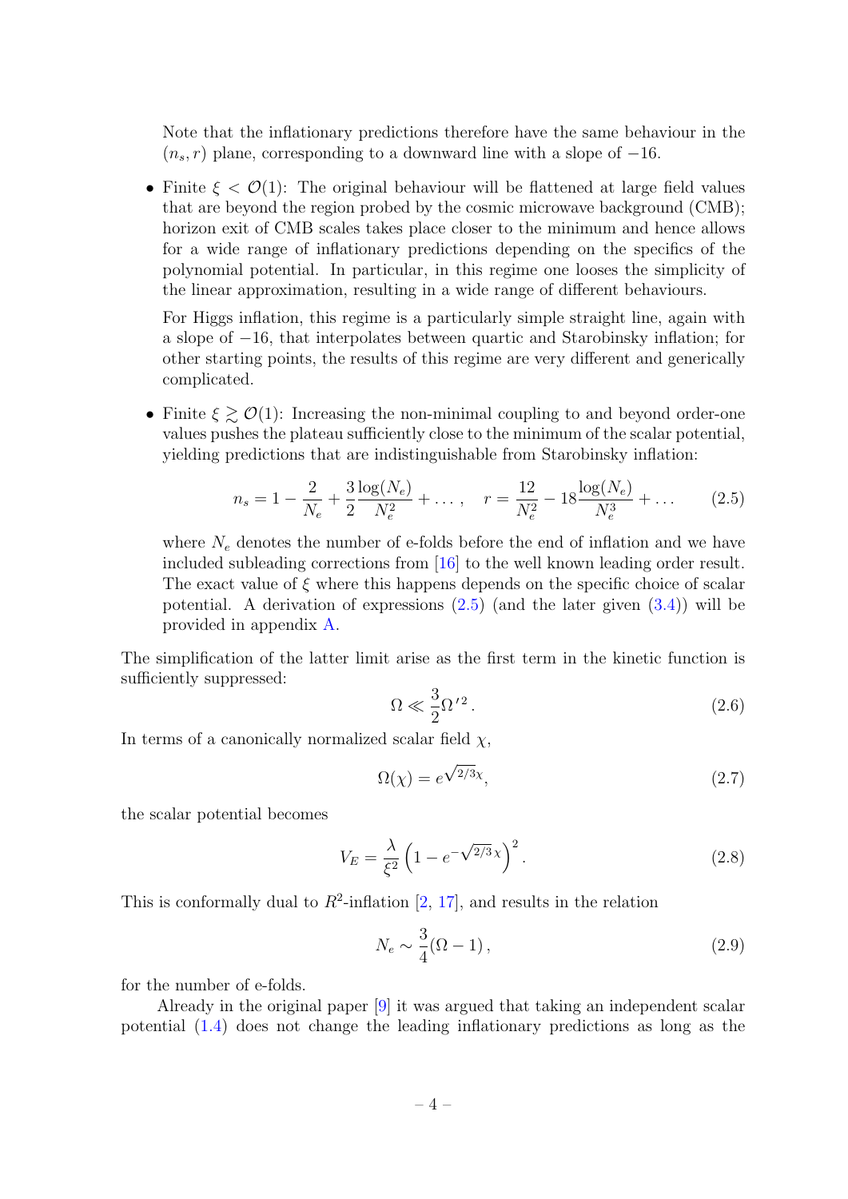Note that the inflationary predictions therefore have the same behaviour in the $(n_s, r)$ plane, corresponding to a downward line with a slope of $-16$.

- Finite $\xi < \mathcal{O}(1)$: The original behaviour will be flattened at large field values that are beyond the region probed by the cosmic microwave background (CMB); horizon exit of CMB scales takes place closer to the minimum and hence allows for a wide range of inflationary predictions depending on the specifics of the polynomial potential. In particular, in this regime one looses the simplicity of the linear approximation, resulting in a wide range of different behaviours.

  For Higgs inflation, this regime is a particularly simple straight line, again with a slope of $-16$, that interpolates between quartic and Starobinsky inflation; for other starting points, the results of this regime are very different and generically complicated.

- Finite $\xi \gtrsim \mathcal{O}(1)$: Increasing the non-minimal coupling to and beyond order-one values pushes the plateau sufficiently close to the minimum of the scalar potential, yielding predictions that are indistinguishable from Starobinsky inflation:

$$n_s = 1 - \frac{2}{N_e} + \frac{3}{2}\frac{\log(N_e)}{N_e^2} + \dots\,, \quad r = \frac{12}{N_e^2} - 18\frac{\log(N_e)}{N_e^3} + \dots \tag{2.5}$$

  where $N_e$ denotes the number of e-folds before the end of inflation and we have included subleading corrections from [16] to the well known leading order result. The exact value of $\xi$ where this happens depends on the specific choice of scalar potential. A derivation of expressions (2.5) (and the later given (3.4)) will be provided in appendix A.

The simplification of the latter limit arise as the first term in the kinetic function is sufficiently suppressed:

$$\Omega \ll \frac{3}{2}\Omega'^2\,. \tag{2.6}$$

In terms of a canonically normalized scalar field $\chi$,

$$\Omega(\chi) = e^{\sqrt{2/3}\chi}, \tag{2.7}$$

the scalar potential becomes

$$V_E = \frac{\lambda}{\xi^2}\left(1 - e^{-\sqrt{2/3}\chi}\right)^2. \tag{2.8}$$

This is conformally dual to $R^2$-inflation [2, 17], and results in the relation

$$N_e \sim \frac{3}{4}(\Omega - 1)\,, \tag{2.9}$$

for the number of e-folds.

Already in the original paper [9] it was argued that taking an independent scalar potential (1.4) does not change the leading inflationary predictions as long as the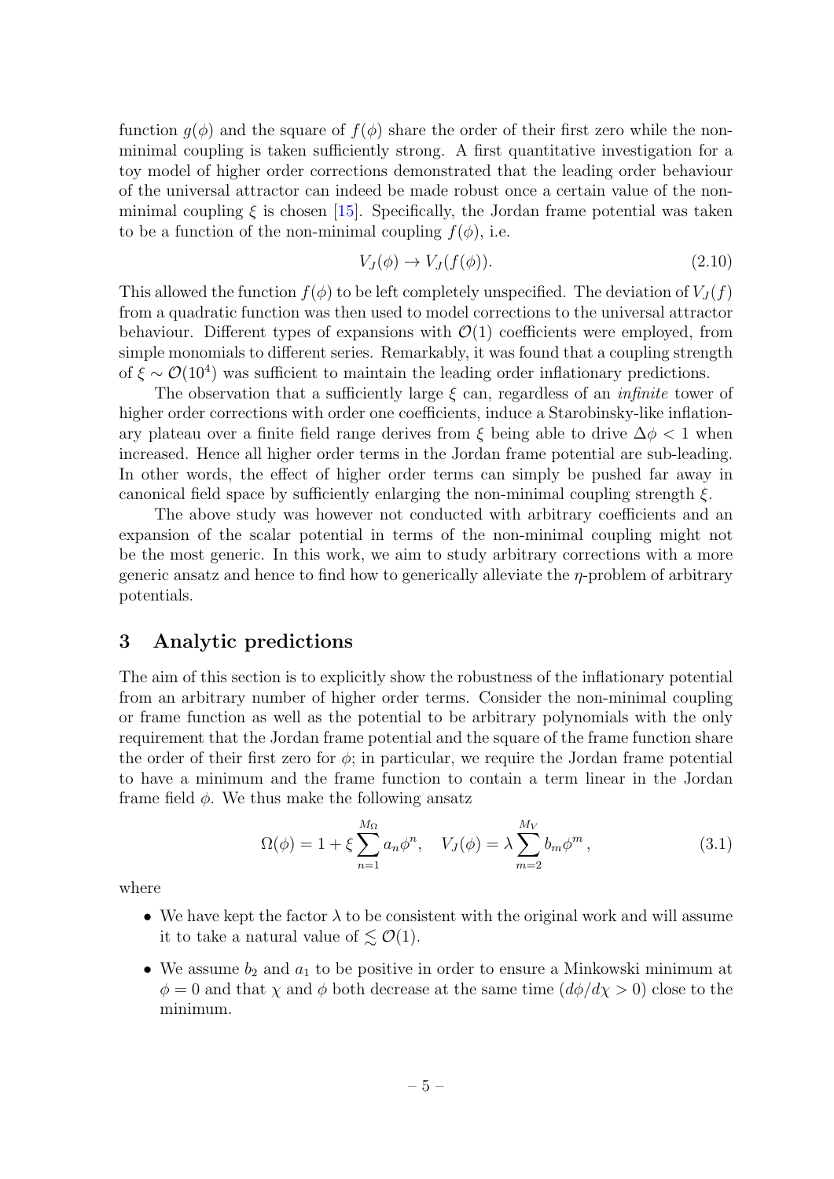function $g(\phi)$ and the square of $f(\phi)$ share the order of their first zero while the non-minimal coupling is taken sufficiently strong. A first quantitative investigation for a toy model of higher order corrections demonstrated that the leading order behaviour of the universal attractor can indeed be made robust once a certain value of the non-minimal coupling $\xi$ is chosen [15]. Specifically, the Jordan frame potential was taken to be a function of the non-minimal coupling $f(\phi)$, i.e.

$$V_J(\phi) \to V_J(f(\phi)). \tag{2.10}$$

This allowed the function $f(\phi)$ to be left completely unspecified. The deviation of $V_J(f)$ from a quadratic function was then used to model corrections to the universal attractor behaviour. Different types of expansions with $\mathcal{O}(1)$ coefficients were employed, from simple monomials to different series. Remarkably, it was found that a coupling strength of $\xi \sim \mathcal{O}(10^4)$ was sufficient to maintain the leading order inflationary predictions.

The observation that a sufficiently large $\xi$ can, regardless of an *infinite* tower of higher order corrections with order one coefficients, induce a Starobinsky-like inflationary plateau over a finite field range derives from $\xi$ being able to drive $\Delta\phi < 1$ when increased. Hence all higher order terms in the Jordan frame potential are sub-leading. In other words, the effect of higher order terms can simply be pushed far away in canonical field space by sufficiently enlarging the non-minimal coupling strength $\xi$.

The above study was however not conducted with arbitrary coefficients and an expansion of the scalar potential in terms of the non-minimal coupling might not be the most generic. In this work, we aim to study arbitrary corrections with a more generic ansatz and hence to find how to generically alleviate the $\eta$-problem of arbitrary potentials.

## 3 Analytic predictions

The aim of this section is to explicitly show the robustness of the inflationary potential from an arbitrary number of higher order terms. Consider the non-minimal coupling or frame function as well as the potential to be arbitrary polynomials with the only requirement that the Jordan frame potential and the square of the frame function share the order of their first zero for $\phi$; in particular, we require the Jordan frame potential to have a minimum and the frame function to contain a term linear in the Jordan frame field $\phi$. We thus make the following ansatz

$$\Omega(\phi) = 1 + \xi \sum_{n=1}^{M_\Omega} a_n \phi^n, \quad V_J(\phi) = \lambda \sum_{m=2}^{M_V} b_m \phi^m, \tag{3.1}$$

where

- We have kept the factor $\lambda$ to be consistent with the original work and will assume it to take a natural value of $\lesssim \mathcal{O}(1)$.
- We assume $b_2$ and $a_1$ to be positive in order to ensure a Minkowski minimum at $\phi = 0$ and that $\chi$ and $\phi$ both decrease at the same time ($d\phi/d\chi > 0$) close to the minimum.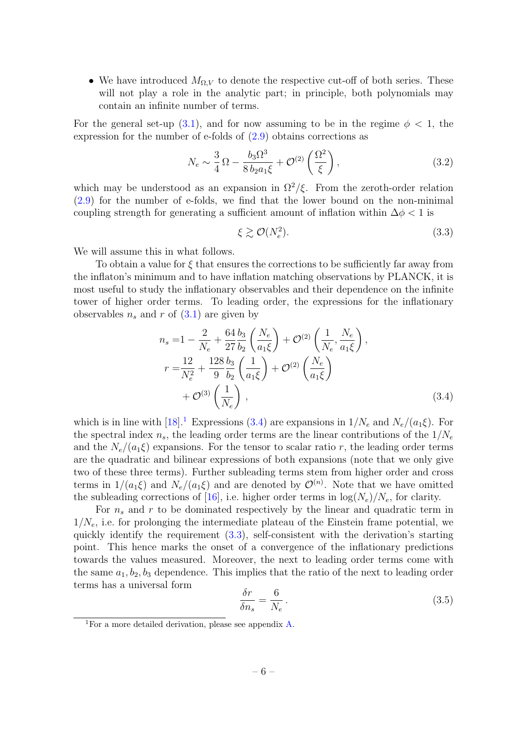- We have introduced $M_{\Omega,V}$ to denote the respective cut-off of both series. These will not play a role in the analytic part; in principle, both polynomials may contain an infinite number of terms.

For the general set-up (3.1), and for now assuming to be in the regime $\phi < 1$, the expression for the number of e-folds of (2.9) obtains corrections as

$$N_e \sim \frac{3}{4}\,\Omega - \frac{b_3 \Omega^3}{8\, b_2 a_1 \xi} + \mathcal{O}^{(2)}\left(\frac{\Omega^2}{\xi}\right), \tag{3.2}$$

which may be understood as an expansion in $\Omega^2/\xi$. From the zeroth-order relation (2.9) for the number of e-folds, we find that the lower bound on the non-minimal coupling strength for generating a sufficient amount of inflation within $\Delta\phi < 1$ is

$$\xi \gtrsim \mathcal{O}(N_e^2). \tag{3.3}$$

We will assume this in what follows.

To obtain a value for $\xi$ that ensures the corrections to be sufficiently far away from the inflaton's minimum and to have inflation matching observations by PLANCK, it is most useful to study the inflationary observables and their dependence on the infinite tower of higher order terms. To leading order, the expressions for the inflationary observables $n_s$ and $r$ of (3.1) are given by

$$\begin{aligned} n_s =& 1 - \frac{2}{N_e} + \frac{64}{27}\frac{b_3}{b_2}\left(\frac{N_e}{a_1\xi}\right) + \mathcal{O}^{(2)}\left(\frac{1}{N_e}, \frac{N_e}{a_1\xi}\right), \\ r =& \frac{12}{N_e^2} + \frac{128}{9}\frac{b_3}{b_2}\left(\frac{1}{a_1\xi}\right) + \mathcal{O}^{(2)}\left(\frac{N_e}{a_1\xi}\right) \\ &+ \mathcal{O}^{(3)}\left(\frac{1}{N_e}\right), \end{aligned} \tag{3.4}$$

which is in line with [18].[1] Expressions (3.4) are expansions in $1/N_e$ and $N_e/(a_1\xi)$. For the spectral index $n_s$, the leading order terms are the linear contributions of the $1/N_e$ and the $N_e/(a_1\xi)$ expansions. For the tensor to scalar ratio $r$, the leading order terms are the quadratic and bilinear expressions of both expansions (note that we only give two of these three terms). Further subleading terms stem from higher order and cross terms in $1/(a_1\xi)$ and $N_e/(a_1\xi)$ and are denoted by $\mathcal{O}^{(n)}$. Note that we have omitted the subleading corrections of [16], i.e. higher order terms in $\log(N_e)/N_e$, for clarity.

For $n_s$ and $r$ to be dominated respectively by the linear and quadratic term in $1/N_e$, i.e. for prolonging the intermediate plateau of the Einstein frame potential, we quickly identify the requirement (3.3), self-consistent with the derivation's starting point. This hence marks the onset of a convergence of the inflationary predictions towards the values measured. Moreover, the next to leading order terms come with the same $a_1, b_2, b_3$ dependence. This implies that the ratio of the next to leading order terms has a universal form

$$\frac{\delta r}{\delta n_s} = \frac{6}{N_e}. \tag{3.5}$$

[1] For a more detailed derivation, please see appendix A.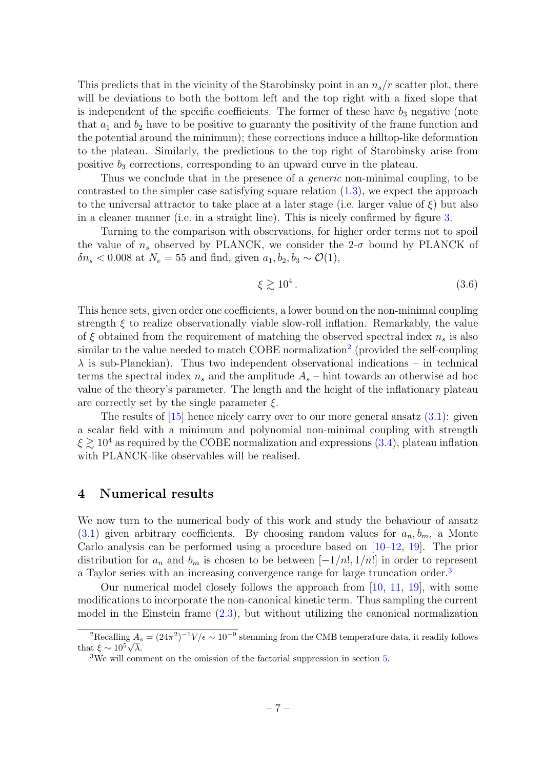This predicts that in the vicinity of the Starobinsky point in an $n_s/r$ scatter plot, there will be deviations to both the bottom left and the top right with a fixed slope that is independent of the specific coefficients. The former of these have $b_3$ negative (note that $a_1$ and $b_2$ have to be positive to guaranty the positivity of the frame function and the potential around the minimum); these corrections induce a hilltop-like deformation to the plateau. Similarly, the predictions to the top right of Starobinsky arise from positive $b_3$ corrections, corresponding to an upward curve in the plateau.

Thus we conclude that in the presence of a *generic* non-minimal coupling, to be contrasted to the simpler case satisfying square relation (1.3), we expect the approach to the universal attractor to take place at a later stage (i.e. larger value of $\xi$) but also in a cleaner manner (i.e. in a straight line). This is nicely confirmed by figure 3.

Turning to the comparison with observations, for higher order terms not to spoil the value of $n_s$ observed by PLANCK, we consider the 2-$\sigma$ bound by PLANCK of $\delta n_s < 0.008$ at $N_e = 55$ and find, given $a_1, b_2, b_3 \sim \mathcal{O}(1)$,

$$\xi \gtrsim 10^4 \,. \tag{3.6}$$

This hence sets, given order one coefficients, a lower bound on the non-minimal coupling strength $\xi$ to realize observationally viable slow-roll inflation. Remarkably, the value of $\xi$ obtained from the requirement of matching the observed spectral index $n_s$ is also similar to the value needed to match COBE normalization[2] (provided the self-coupling $\lambda$ is sub-Planckian). Thus two independent observational indications – in technical terms the spectral index $n_s$ and the amplitude $A_s$ – hint towards an otherwise ad hoc value of the theory's parameter. The length and the height of the inflationary plateau are correctly set by the single parameter $\xi$.

The results of [15] hence nicely carry over to our more general ansatz (3.1): given a scalar field with a minimum and polynomial non-minimal coupling with strength $\xi \gtrsim 10^4$ as required by the COBE normalization and expressions (3.4), plateau inflation with PLANCK-like observables will be realised.

## 4 Numerical results

We now turn to the numerical body of this work and study the behaviour of ansatz (3.1) given arbitrary coefficients. By choosing random values for $a_n, b_m$, a Monte Carlo analysis can be performed using a procedure based on [10–12, 19]. The prior distribution for $a_n$ and $b_m$ is chosen to be between $[-1/n!, 1/n!]$ in order to represent a Taylor series with an increasing convergence range for large truncation order.[3]

Our numerical model closely follows the approach from [10, 11, 19], with some modifications to incorporate the non-canonical kinetic term. Thus sampling the current model in the Einstein frame (2.3), but without utilizing the canonical normalization

[2] Recalling $A_s = (24\pi^2)^{-1} V/\epsilon \sim 10^{-9}$ stemming from the CMB temperature data, it readily follows that $\xi \sim 10^5 \sqrt{\lambda}$.

[3] We will comment on the omission of the factorial suppression in section 5.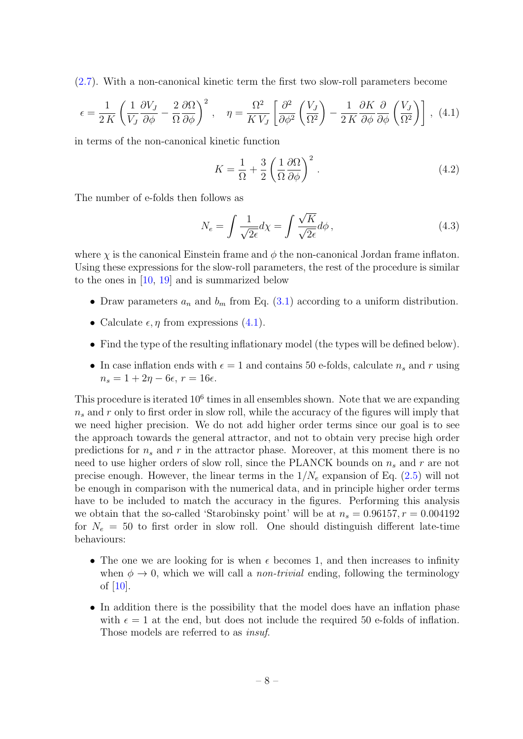(2.7). With a non-canonical kinetic term the first two slow-roll parameters become

$$\epsilon = \frac{1}{2\,K}\left(\frac{1}{V_J}\frac{\partial V_J}{\partial \phi} - \frac{2}{\Omega}\frac{\partial \Omega}{\partial \phi}\right)^2 , \quad \eta = \frac{\Omega^2}{K\,V_J}\left[\frac{\partial^2}{\partial \phi^2}\left(\frac{V_J}{\Omega^2}\right) - \frac{1}{2\,K}\frac{\partial K}{\partial \phi}\frac{\partial}{\partial \phi}\left(\frac{V_J}{\Omega^2}\right)\right] , \tag{4.1}$$

in terms of the non-canonical kinetic function

$$K = \frac{1}{\Omega} + \frac{3}{2}\left(\frac{1}{\Omega}\frac{\partial \Omega}{\partial \phi}\right)^2 . \tag{4.2}$$

The number of e-folds then follows as

$$N_e = \int \frac{1}{\sqrt{2\epsilon}} d\chi = \int \frac{\sqrt{K}}{\sqrt{2\epsilon}} d\phi \,, \tag{4.3}$$

where $\chi$ is the canonical Einstein frame and $\phi$ the non-canonical Jordan frame inflaton. Using these expressions for the slow-roll parameters, the rest of the procedure is similar to the ones in [10, 19] and is summarized below

- Draw parameters $a_n$ and $b_m$ from Eq. (3.1) according to a uniform distribution.
- Calculate $\epsilon, \eta$ from expressions (4.1).
- Find the type of the resulting inflationary model (the types will be defined below).
- In case inflation ends with $\epsilon = 1$ and contains 50 e-folds, calculate $n_s$ and $r$ using $n_s = 1 + 2\eta - 6\epsilon$, $r = 16\epsilon$.

This procedure is iterated $10^6$ times in all ensembles shown. Note that we are expanding $n_s$ and $r$ only to first order in slow roll, while the accuracy of the figures will imply that we need higher precision. We do not add higher order terms since our goal is to see the approach towards the general attractor, and not to obtain very precise high order predictions for $n_s$ and $r$ in the attractor phase. Moreover, at this moment there is no need to use higher orders of slow roll, since the PLANCK bounds on $n_s$ and $r$ are not precise enough. However, the linear terms in the $1/N_e$ expansion of Eq. (2.5) will not be enough in comparison with the numerical data, and in principle higher order terms have to be included to match the accuracy in the figures. Performing this analysis we obtain that the so-called 'Starobinsky point' will be at $n_s = 0.96157, r = 0.004192$ for $N_e = 50$ to first order in slow roll. One should distinguish different late-time behaviours:

- The one we are looking for is when $\epsilon$ becomes 1, and then increases to infinity when $\phi \to 0$, which we will call a *non-trivial* ending, following the terminology of [10].
- In addition there is the possibility that the model does have an inflation phase with $\epsilon = 1$ at the end, but does not include the required 50 e-folds of inflation. Those models are referred to as *insuf*.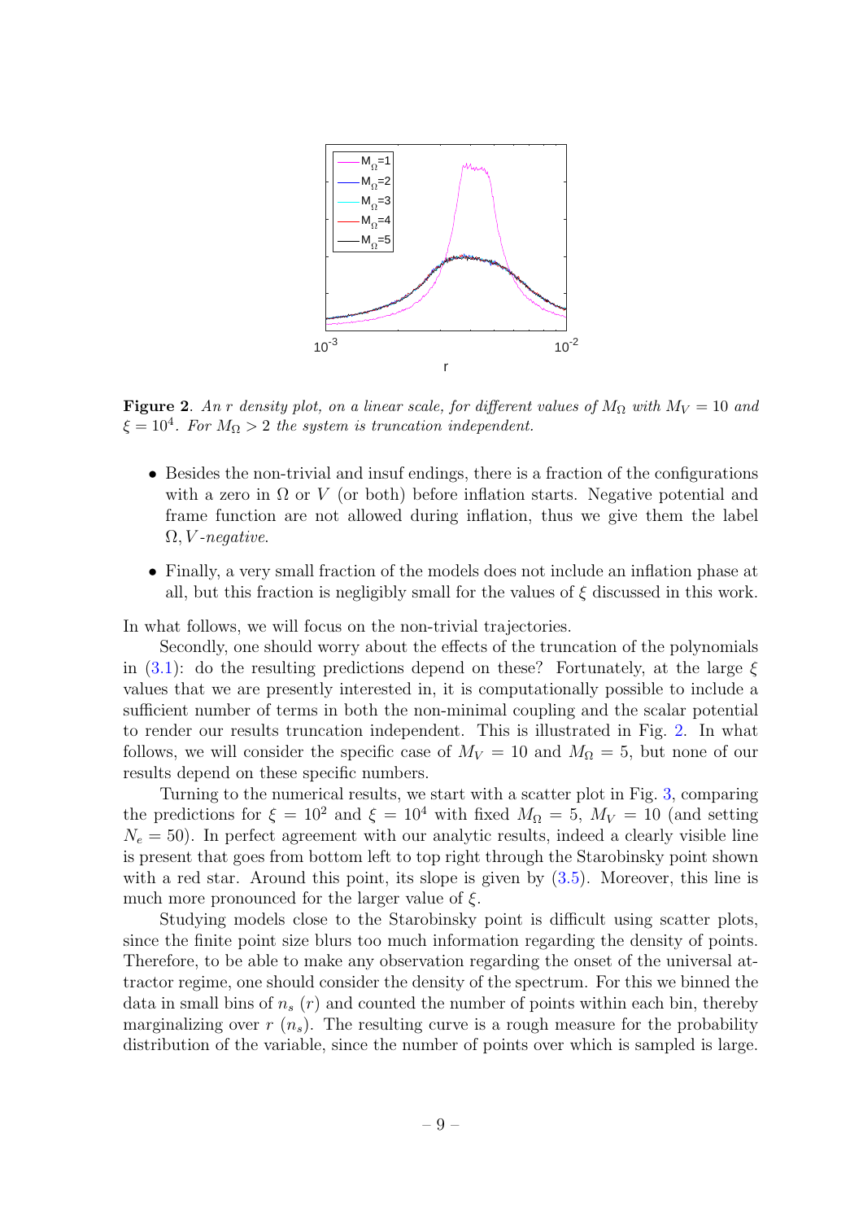$M_\Omega$=1
$M_\Omega$=2
$M_\Omega$=3
$M_\Omega$=4
$M_\Omega$=5

$10^{-3}$
$10^{-2}$
r

**Figure 2**. *An $r$ density plot, on a linear scale, for different values of $M_\Omega$ with $M_V = 10$ and $\xi = 10^4$. For $M_\Omega > 2$ the system is truncation independent.*

- Besides the non-trivial and insuf endings, there is a fraction of the configurations with a zero in $\Omega$ or $V$ (or both) before inflation starts. Negative potential and frame function are not allowed during inflation, thus we give them the label *$\Omega, V$-negative*.
- Finally, a very small fraction of the models does not include an inflation phase at all, but this fraction is negligibly small for the values of $\xi$ discussed in this work.

In what follows, we will focus on the non-trivial trajectories.

Secondly, one should worry about the effects of the truncation of the polynomials in (3.1): do the resulting predictions depend on these? Fortunately, at the large $\xi$ values that we are presently interested in, it is computationally possible to include a sufficient number of terms in both the non-minimal coupling and the scalar potential to render our results truncation independent. This is illustrated in Fig. 2. In what follows, we will consider the specific case of $M_V = 10$ and $M_\Omega = 5$, but none of our results depend on these specific numbers.

Turning to the numerical results, we start with a scatter plot in Fig. 3, comparing the predictions for $\xi = 10^2$ and $\xi = 10^4$ with fixed $M_\Omega = 5$, $M_V = 10$ (and setting $N_e = 50$). In perfect agreement with our analytic results, indeed a clearly visible line is present that goes from bottom left to top right through the Starobinsky point shown with a red star. Around this point, its slope is given by (3.5). Moreover, this line is much more pronounced for the larger value of $\xi$.

Studying models close to the Starobinsky point is difficult using scatter plots, since the finite point size blurs too much information regarding the density of points. Therefore, to be able to make any observation regarding the onset of the universal attractor regime, one should consider the density of the spectrum. For this we binned the data in small bins of $n_s$ ($r$) and counted the number of points within each bin, thereby marginalizing over $r$ ($n_s$). The resulting curve is a rough measure for the probability distribution of the variable, since the number of points over which is sampled is large.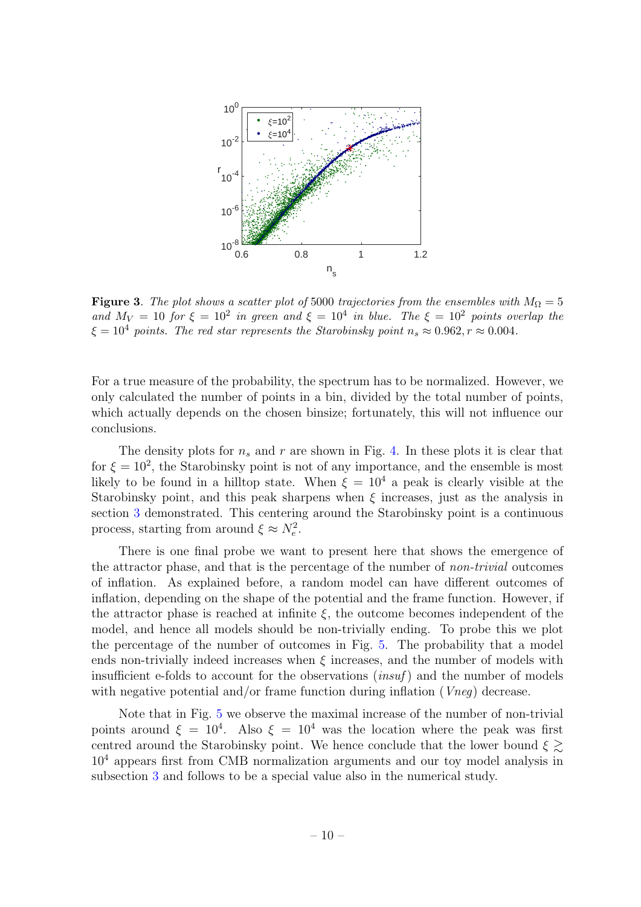$10^0$

$10^{-2}$

r

$10^{-4}$

$10^{-6}$

$10^{-8}$

0.6

0.8

1

1.2

$n_s$

$\xi=10^2$

$\xi=10^4$

**Figure 3**. *The plot shows a scatter plot of* 5000 *trajectories from the ensembles with* $M_\Omega = 5$ *and* $M_V = 10$ *for* $\xi = 10^2$ *in green and* $\xi = 10^4$ *in blue. The* $\xi = 10^2$ *points overlap the* $\xi = 10^4$ *points. The red star represents the Starobinsky point* $n_s \approx 0.962, r \approx 0.004$.

For a true measure of the probability, the spectrum has to be normalized. However, we only calculated the number of points in a bin, divided by the total number of points, which actually depends on the chosen binsize; fortunately, this will not influence our conclusions.

The density plots for $n_s$ and $r$ are shown in Fig. 4. In these plots it is clear that for $\xi = 10^2$, the Starobinsky point is not of any importance, and the ensemble is most likely to be found in a hilltop state. When $\xi = 10^4$ a peak is clearly visible at the Starobinsky point, and this peak sharpens when $\xi$ increases, just as the analysis in section 3 demonstrated. This centering around the Starobinsky point is a continuous process, starting from around $\xi \approx N_e^2$.

There is one final probe we want to present here that shows the emergence of the attractor phase, and that is the percentage of the number of *non-trivial* outcomes of inflation. As explained before, a random model can have different outcomes of inflation, depending on the shape of the potential and the frame function. However, if the attractor phase is reached at infinite $\xi$, the outcome becomes independent of the model, and hence all models should be non-trivially ending. To probe this we plot the percentage of the number of outcomes in Fig. 5. The probability that a model ends non-trivially indeed increases when $\xi$ increases, and the number of models with insufficient e-folds to account for the observations (*insuf*) and the number of models with negative potential and/or frame function during inflation (*Vneg*) decrease.

Note that in Fig. 5 we observe the maximal increase of the number of non-trivial points around $\xi = 10^4$. Also $\xi = 10^4$ was the location where the peak was first centred around the Starobinsky point. We hence conclude that the lower bound $\xi \gtrsim 10^4$ appears first from CMB normalization arguments and our toy model analysis in subsection 3 and follows to be a special value also in the numerical study.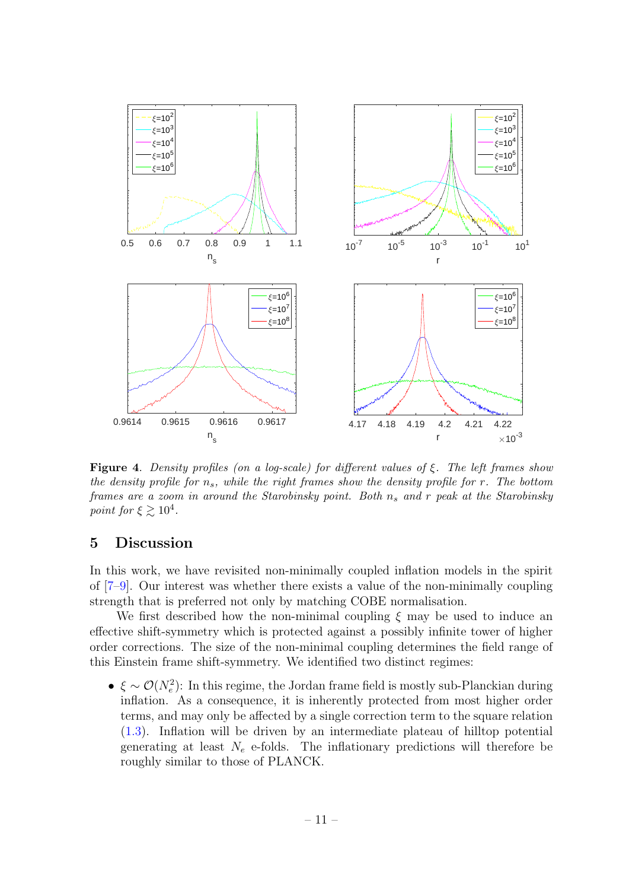$\xi=10^2$
$\xi=10^3$
$\xi=10^4$
$\xi=10^5$
$\xi=10^6$

0.5 0.6 0.7 0.8 0.9 1 1.1

$n_s$

$\xi=10^2$
$\xi=10^3$
$\xi=10^4$
$\xi=10^5$
$\xi=10^6$

$10^{-7}$ $10^{-5}$ $10^{-3}$ $10^{-1}$ $10^{1}$

r

$\xi=10^6$
$\xi=10^7$
$\xi=10^8$

0.9614 0.9615 0.9616 0.9617

$n_s$

$\xi=10^6$
$\xi=10^7$
$\xi=10^8$

4.17 4.18 4.19 4.2 4.21 4.22

r $\times 10^{-3}$

**Figure 4**. *Density profiles (on a log-scale) for different values of $\xi$. The left frames show the density profile for $n_s$, while the right frames show the density profile for $r$. The bottom frames are a zoom in around the Starobinsky point. Both $n_s$ and $r$ peak at the Starobinsky point for $\xi \gtrsim 10^4$.*

## 5 Discussion

In this work, we have revisited non-minimally coupled inflation models in the spirit of [7–9]. Our interest was whether there exists a value of the non-minimally coupling strength that is preferred not only by matching COBE normalisation.

We first described how the non-minimal coupling $\xi$ may be used to induce an effective shift-symmetry which is protected against a possibly infinite tower of higher order corrections. The size of the non-minimal coupling determines the field range of this Einstein frame shift-symmetry. We identified two distinct regimes:

- $\xi \sim \mathcal{O}(N_e^2)$: In this regime, the Jordan frame field is mostly sub-Planckian during inflation. As a consequence, it is inherently protected from most higher order terms, and may only be affected by a single correction term to the square relation (1.3). Inflation will be driven by an intermediate plateau of hilltop potential generating at least $N_e$ e-folds. The inflationary predictions will therefore be roughly similar to those of PLANCK.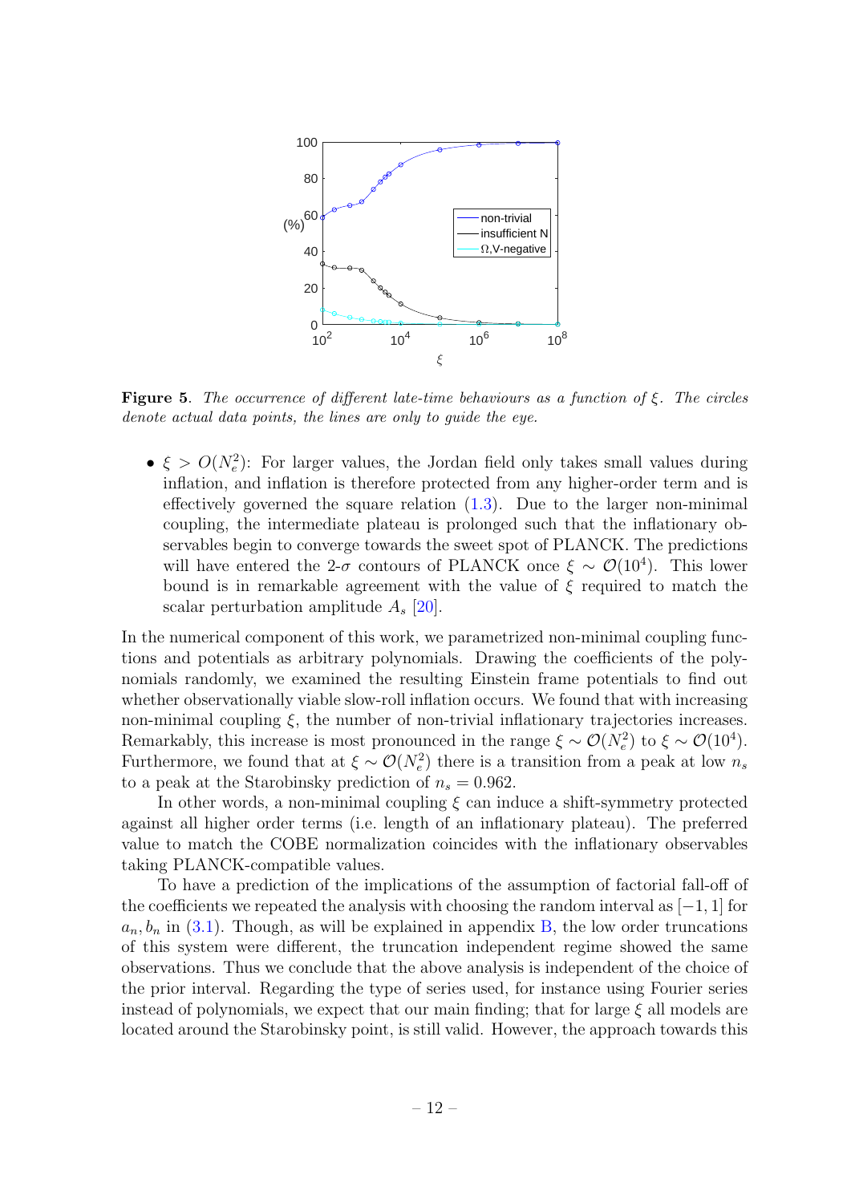100
80
60
(%)
40
20
0
$10^2$
$10^4$
$10^6$
$10^8$
$\xi$

non-trivial
insufficient N
$\Omega$,V-negative

**Figure 5**. *The occurrence of different late-time behaviours as a function of $\xi$. The circles denote actual data points, the lines are only to guide the eye.*

- $\xi > O(N_e^2)$: For larger values, the Jordan field only takes small values during inflation, and inflation is therefore protected from any higher-order term and is effectively governed the square relation (1.3). Due to the larger non-minimal coupling, the intermediate plateau is prolonged such that the inflationary observables begin to converge towards the sweet spot of PLANCK. The predictions will have entered the 2-$\sigma$ contours of PLANCK once $\xi \sim \mathcal{O}(10^4)$. This lower bound is in remarkable agreement with the value of $\xi$ required to match the scalar perturbation amplitude $A_s$ [20].

In the numerical component of this work, we parametrized non-minimal coupling functions and potentials as arbitrary polynomials. Drawing the coefficients of the polynomials randomly, we examined the resulting Einstein frame potentials to find out whether observationally viable slow-roll inflation occurs. We found that with increasing non-minimal coupling $\xi$, the number of non-trivial inflationary trajectories increases. Remarkably, this increase is most pronounced in the range $\xi \sim \mathcal{O}(N_e^2)$ to $\xi \sim \mathcal{O}(10^4)$. Furthermore, we found that at $\xi \sim \mathcal{O}(N_e^2)$ there is a transition from a peak at low $n_s$ to a peak at the Starobinsky prediction of $n_s = 0.962$.

In other words, a non-minimal coupling $\xi$ can induce a shift-symmetry protected against all higher order terms (i.e. length of an inflationary plateau). The preferred value to match the COBE normalization coincides with the inflationary observables taking PLANCK-compatible values.

To have a prediction of the implications of the assumption of factorial fall-off of the coefficients we repeated the analysis with choosing the random interval as $[-1, 1]$ for $a_n, b_n$ in (3.1). Though, as will be explained in appendix B, the low order truncations of this system were different, the truncation independent regime showed the same observations. Thus we conclude that the above analysis is independent of the choice of the prior interval. Regarding the type of series used, for instance using Fourier series instead of polynomials, we expect that our main finding; that for large $\xi$ all models are located around the Starobinsky point, is still valid. However, the approach towards this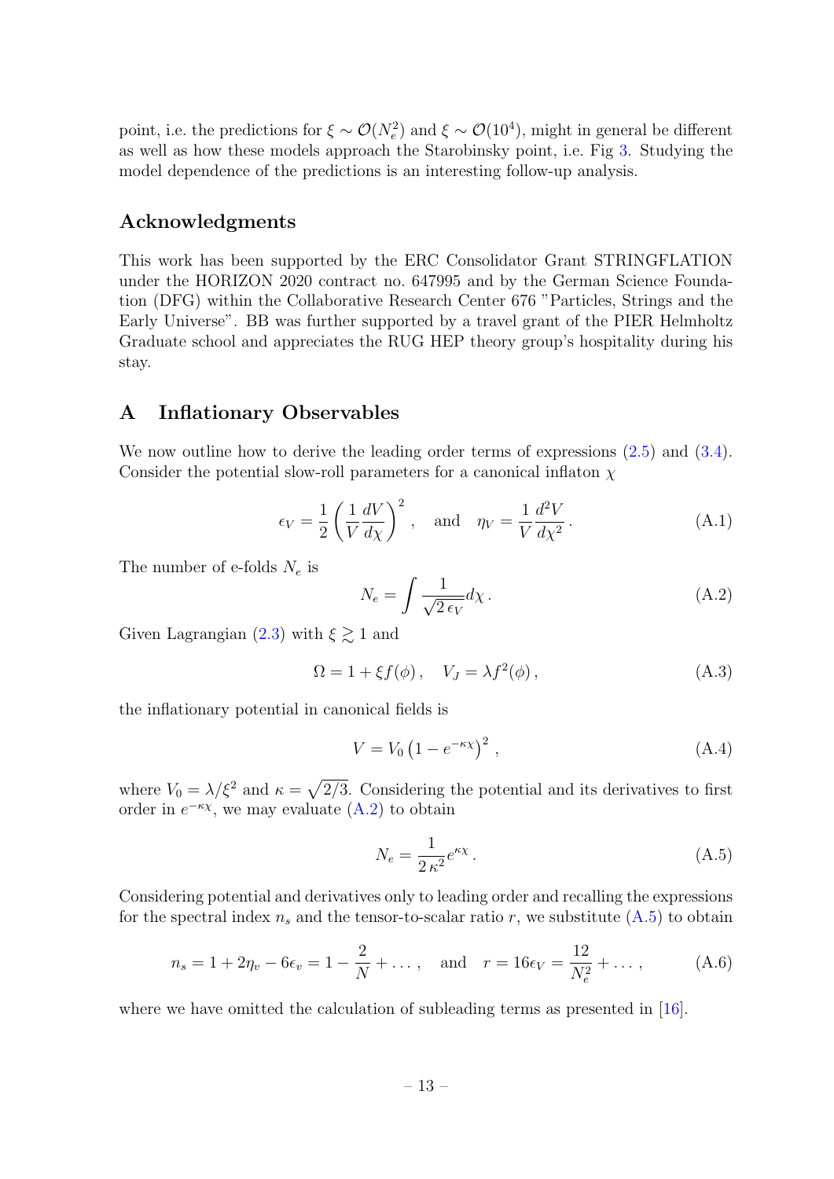point, i.e. the predictions for $\xi \sim \mathcal{O}(N_e^2)$ and $\xi \sim \mathcal{O}(10^4)$, might in general be different as well as how these models approach the Starobinsky point, i.e. Fig 3. Studying the model dependence of the predictions is an interesting follow-up analysis.

## Acknowledgments

This work has been supported by the ERC Consolidator Grant STRINGFLATION under the HORIZON 2020 contract no. 647995 and by the German Science Foundation (DFG) within the Collaborative Research Center 676 "Particles, Strings and the Early Universe". BB was further supported by a travel grant of the PIER Helmholtz Graduate school and appreciates the RUG HEP theory group's hospitality during his stay.

## A Inflationary Observables

We now outline how to derive the leading order terms of expressions (2.5) and (3.4). Consider the potential slow-roll parameters for a canonical inflaton $\chi$

$$\epsilon_V = \frac{1}{2}\left(\frac{1}{V}\frac{dV}{d\chi}\right)^2\,, \quad \text{and} \quad \eta_V = \frac{1}{V}\frac{d^2V}{d\chi^2}\,. \tag{A.1}$$

The number of e-folds $N_e$ is

$$N_e = \int \frac{1}{\sqrt{2\,\epsilon_V}} d\chi\,. \tag{A.2}$$

Given Lagrangian (2.3) with $\xi \gtrsim 1$ and

$$\Omega = 1 + \xi f(\phi)\,, \quad V_J = \lambda f^2(\phi)\,, \tag{A.3}$$

the inflationary potential in canonical fields is

$$V = V_0\left(1 - e^{-\kappa\chi}\right)^2\,, \tag{A.4}$$

where $V_0 = \lambda/\xi^2$ and $\kappa = \sqrt{2/3}$. Considering the potential and its derivatives to first order in $e^{-\kappa\chi}$, we may evaluate (A.2) to obtain

$$N_e = \frac{1}{2\,\kappa^2}e^{\kappa\chi}\,. \tag{A.5}$$

Considering potential and derivatives only to leading order and recalling the expressions for the spectral index $n_s$ and the tensor-to-scalar ratio $r$, we substitute (A.5) to obtain

$$n_s = 1 + 2\eta_v - 6\epsilon_v = 1 - \frac{2}{N} + \ldots\,, \quad \text{and} \quad r = 16\epsilon_V = \frac{12}{N_e^2} + \ldots\,, \tag{A.6}$$

where we have omitted the calculation of subleading terms as presented in [16].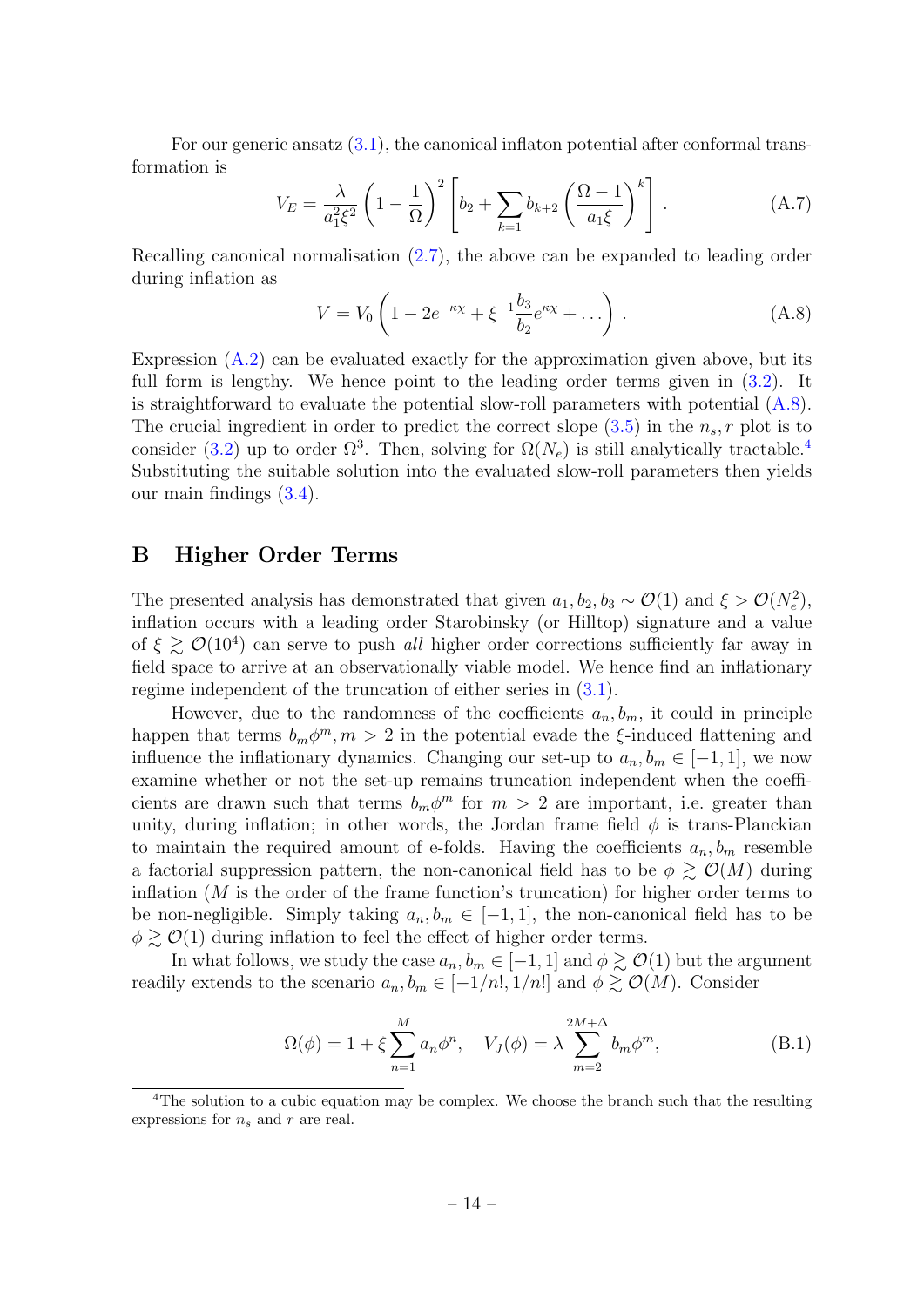For our generic ansatz (3.1), the canonical inflaton potential after conformal transformation is

$$V_E = \frac{\lambda}{a_1^2 \xi^2}\left(1 - \frac{1}{\Omega}\right)^2 \left[b_2 + \sum_{k=1} b_{k+2}\left(\frac{\Omega - 1}{a_1 \xi}\right)^k\right]. \tag{A.7}$$

Recalling canonical normalisation (2.7), the above can be expanded to leading order during inflation as

$$V = V_0\left(1 - 2e^{-\kappa\chi} + \xi^{-1}\frac{b_3}{b_2}e^{\kappa\chi} + \ldots\right). \tag{A.8}$$

Expression (A.2) can be evaluated exactly for the approximation given above, but its full form is lengthy. We hence point to the leading order terms given in (3.2). It is straightforward to evaluate the potential slow-roll parameters with potential (A.8). The crucial ingredient in order to predict the correct slope (3.5) in the $n_s, r$ plot is to consider (3.2) up to order $\Omega^3$. Then, solving for $\Omega(N_e)$ is still analytically tractable.[4] Substituting the suitable solution into the evaluated slow-roll parameters then yields our main findings (3.4).

# B Higher Order Terms

The presented analysis has demonstrated that given $a_1, b_2, b_3 \sim \mathcal{O}(1)$ and $\xi > \mathcal{O}(N_e^2)$, inflation occurs with a leading order Starobinsky (or Hilltop) signature and a value of $\xi \gtrsim \mathcal{O}(10^4)$ can serve to push *all* higher order corrections sufficiently far away in field space to arrive at an observationally viable model. We hence find an inflationary regime independent of the truncation of either series in (3.1).

However, due to the randomness of the coefficients $a_n, b_m$, it could in principle happen that terms $b_m\phi^m, m > 2$ in the potential evade the $\xi$-induced flattening and influence the inflationary dynamics. Changing our set-up to $a_n, b_m \in [-1, 1]$, we now examine whether or not the set-up remains truncation independent when the coefficients are drawn such that terms $b_m\phi^m$ for $m > 2$ are important, i.e. greater than unity, during inflation; in other words, the Jordan frame field $\phi$ is trans-Planckian to maintain the required amount of e-folds. Having the coefficients $a_n, b_m$ resemble a factorial suppression pattern, the non-canonical field has to be $\phi \gtrsim \mathcal{O}(M)$ during inflation ($M$ is the order of the frame function's truncation) for higher order terms to be non-negligible. Simply taking $a_n, b_m \in [-1, 1]$, the non-canonical field has to be $\phi \gtrsim \mathcal{O}(1)$ during inflation to feel the effect of higher order terms.

In what follows, we study the case $a_n, b_m \in [-1, 1]$ and $\phi \gtrsim \mathcal{O}(1)$ but the argument readily extends to the scenario $a_n, b_m \in [-1/n!, 1/n!]$ and $\phi \gtrsim \mathcal{O}(M)$. Consider

$$\Omega(\phi) = 1 + \xi \sum_{n=1}^{M} a_n \phi^n, \quad V_J(\phi) = \lambda \sum_{m=2}^{2M+\Delta} b_m \phi^m, \tag{B.1}$$

---

[4] The solution to a cubic equation may be complex. We choose the branch such that the resulting expressions for $n_s$ and $r$ are real.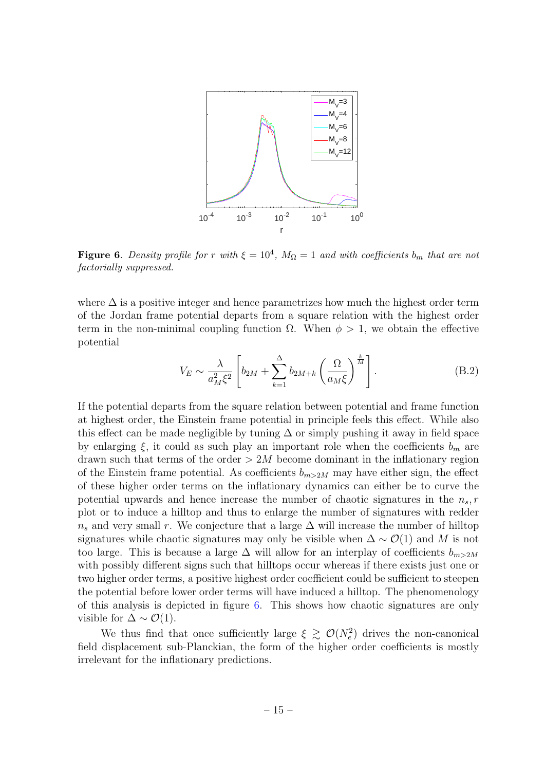**Figure 6**. *Density profile for r with $\xi = 10^4$, $M_\Omega = 1$ and with coefficients $b_m$ that are not factorially suppressed.*

where $\Delta$ is a positive integer and hence parametrizes how much the highest order term of the Jordan frame potential departs from a square relation with the highest order term in the non-minimal coupling function $\Omega$. When $\phi > 1$, we obtain the effective potential

$$V_E \sim \frac{\lambda}{a_M^2 \xi^2} \left[ b_{2M} + \sum_{k=1}^{\Delta} b_{2M+k} \left( \frac{\Omega}{a_M \xi} \right)^{\frac{k}{M}} \right]. \tag{B.2}$$

If the potential departs from the square relation between potential and frame function at highest order, the Einstein frame potential in principle feels this effect. While also this effect can be made negligible by tuning $\Delta$ or simply pushing it away in field space by enlarging $\xi$, it could as such play an important role when the coefficients $b_m$ are drawn such that terms of the order $> 2M$ become dominant in the inflationary region of the Einstein frame potential. As coefficients $b_{m>2M}$ may have either sign, the effect of these higher order terms on the inflationary dynamics can either be to curve the potential upwards and hence increase the number of chaotic signatures in the $n_s, r$ plot or to induce a hilltop and thus to enlarge the number of signatures with redder $n_s$ and very small $r$. We conjecture that a large $\Delta$ will increase the number of hilltop signatures while chaotic signatures may only be visible when $\Delta \sim \mathcal{O}(1)$ and $M$ is not too large. This is because a large $\Delta$ will allow for an interplay of coefficients $b_{m>2M}$ with possibly different signs such that hilltops occur whereas if there exists just one or two higher order terms, a positive highest order coefficient could be sufficient to steepen the potential before lower order terms will have induced a hilltop. The phenomenology of this analysis is depicted in figure 6. This shows how chaotic signatures are only visible for $\Delta \sim \mathcal{O}(1)$.

We thus find that once sufficiently large $\xi \gtrsim \mathcal{O}(N_e^2)$ drives the non-canonical field displacement sub-Planckian, the form of the higher order coefficients is mostly irrelevant for the inflationary predictions.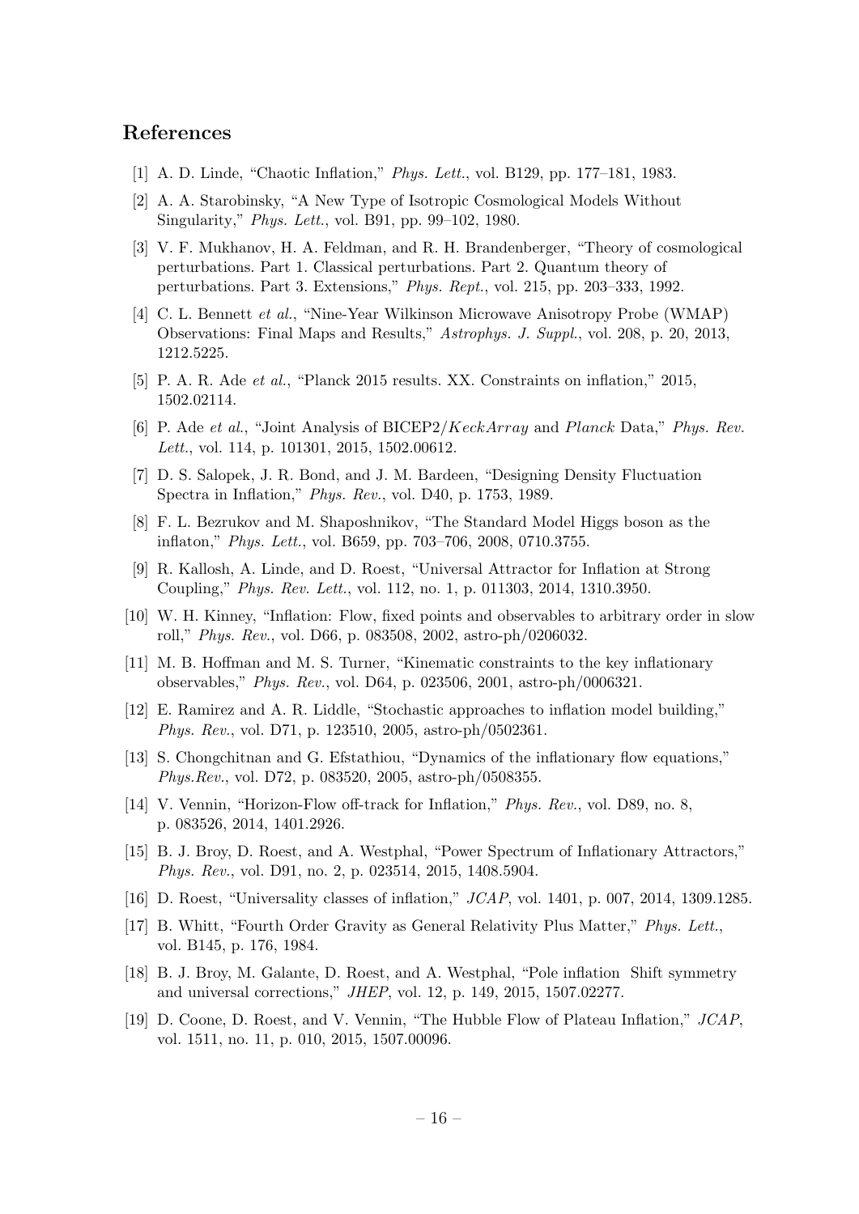## References

[1] A. D. Linde, "Chaotic Inflation," *Phys. Lett.*, vol. B129, pp. 177–181, 1983.

[2] A. A. Starobinsky, "A New Type of Isotropic Cosmological Models Without Singularity," *Phys. Lett.*, vol. B91, pp. 99–102, 1980.

[3] V. F. Mukhanov, H. A. Feldman, and R. H. Brandenberger, "Theory of cosmological perturbations. Part 1. Classical perturbations. Part 2. Quantum theory of perturbations. Part 3. Extensions," *Phys. Rept.*, vol. 215, pp. 203–333, 1992.

[4] C. L. Bennett *et al.*, "Nine-Year Wilkinson Microwave Anisotropy Probe (WMAP) Observations: Final Maps and Results," *Astrophys. J. Suppl.*, vol. 208, p. 20, 2013, 1212.5225.

[5] P. A. R. Ade *et al.*, "Planck 2015 results. XX. Constraints on inflation," 2015, 1502.02114.

[6] P. Ade *et al.*, "Joint Analysis of BICEP2/*KeckArray* and *Planck* Data," *Phys. Rev. Lett.*, vol. 114, p. 101301, 2015, 1502.00612.

[7] D. S. Salopek, J. R. Bond, and J. M. Bardeen, "Designing Density Fluctuation Spectra in Inflation," *Phys. Rev.*, vol. D40, p. 1753, 1989.

[8] F. L. Bezrukov and M. Shaposhnikov, "The Standard Model Higgs boson as the inflaton," *Phys. Lett.*, vol. B659, pp. 703–706, 2008, 0710.3755.

[9] R. Kallosh, A. Linde, and D. Roest, "Universal Attractor for Inflation at Strong Coupling," *Phys. Rev. Lett.*, vol. 112, no. 1, p. 011303, 2014, 1310.3950.

[10] W. H. Kinney, "Inflation: Flow, fixed points and observables to arbitrary order in slow roll," *Phys. Rev.*, vol. D66, p. 083508, 2002, astro-ph/0206032.

[11] M. B. Hoffman and M. S. Turner, "Kinematic constraints to the key inflationary observables," *Phys. Rev.*, vol. D64, p. 023506, 2001, astro-ph/0006321.

[12] E. Ramirez and A. R. Liddle, "Stochastic approaches to inflation model building," *Phys. Rev.*, vol. D71, p. 123510, 2005, astro-ph/0502361.

[13] S. Chongchitnan and G. Efstathiou, "Dynamics of the inflationary flow equations," *Phys.Rev.*, vol. D72, p. 083520, 2005, astro-ph/0508355.

[14] V. Vennin, "Horizon-Flow off-track for Inflation," *Phys. Rev.*, vol. D89, no. 8, p. 083526, 2014, 1401.2926.

[15] B. J. Broy, D. Roest, and A. Westphal, "Power Spectrum of Inflationary Attractors," *Phys. Rev.*, vol. D91, no. 2, p. 023514, 2015, 1408.5904.

[16] D. Roest, "Universality classes of inflation," *JCAP*, vol. 1401, p. 007, 2014, 1309.1285.

[17] B. Whitt, "Fourth Order Gravity as General Relativity Plus Matter," *Phys. Lett.*, vol. B145, p. 176, 1984.

[18] B. J. Broy, M. Galante, D. Roest, and A. Westphal, "Pole inflation Shift symmetry and universal corrections," *JHEP*, vol. 12, p. 149, 2015, 1507.02277.

[19] D. Coone, D. Roest, and V. Vennin, "The Hubble Flow of Plateau Inflation," *JCAP*, vol. 1511, no. 11, p. 010, 2015, 1507.00096.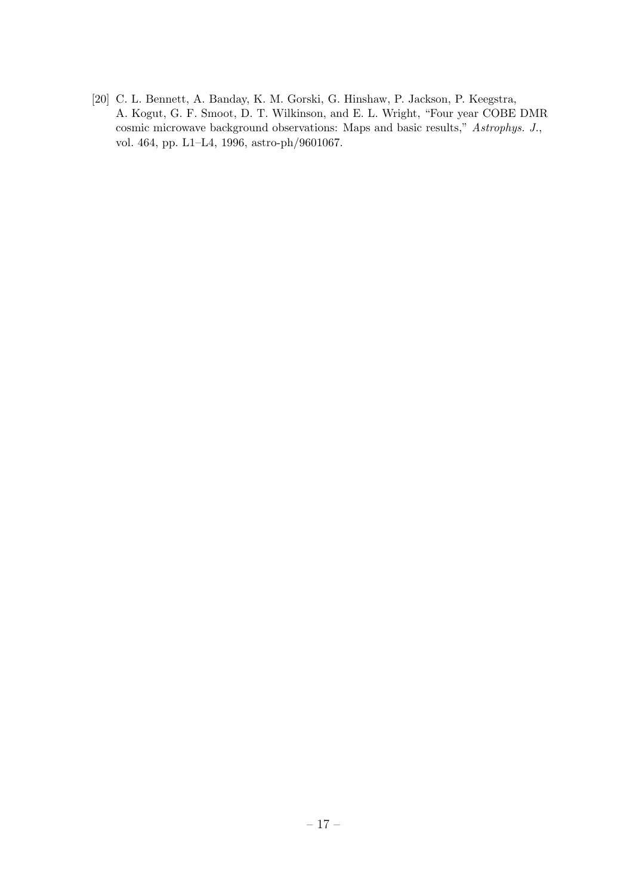[20] C. L. Bennett, A. Banday, K. M. Gorski, G. Hinshaw, P. Jackson, P. Keegstra, A. Kogut, G. F. Smoot, D. T. Wilkinson, and E. L. Wright, "Four year COBE DMR cosmic microwave background observations: Maps and basic results," *Astrophys. J.*, vol. 464, pp. L1–L4, 1996, astro-ph/9601067.